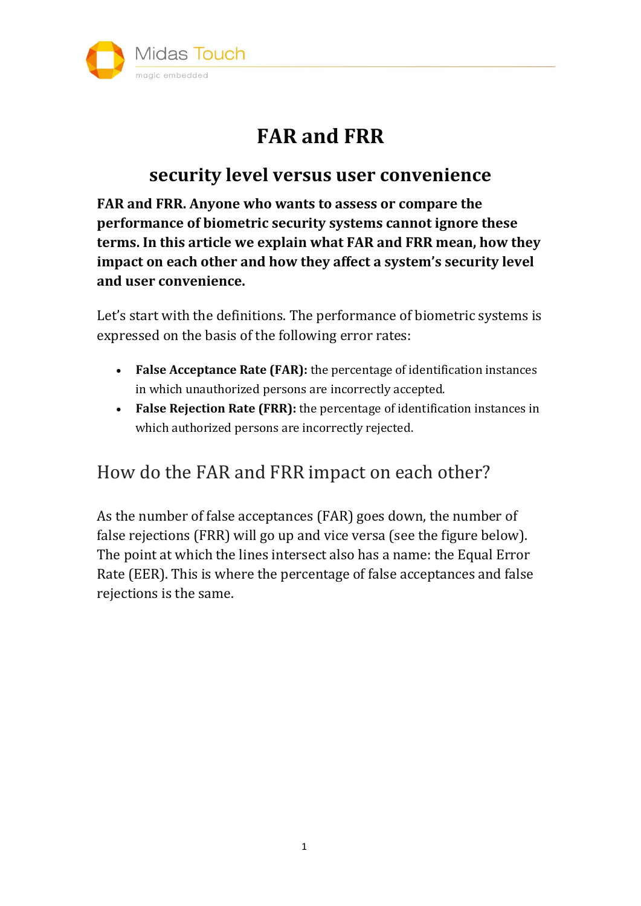# FAR and FRR

## security level versus user convenience

**FAR and FRR. Anyone who wants to assess or compare the performance of biometric security systems cannot ignore these terms. In this article we explain what FAR and FRR mean, how they impact on each other and how they affect a system's security level and user convenience.**

Let's start with the definitions. The performance of biometric systems is expressed on the basis of the following error rates:

- **False Acceptance Rate (FAR):** the percentage of identification instances in which unauthorized persons are incorrectly accepted.
- **False Rejection Rate (FRR):** the percentage of identification instances in which authorized persons are incorrectly rejected.

## How do the FAR and FRR impact on each other?

As the number of false acceptances (FAR) goes down, the number of false rejections (FRR) will go up and vice versa (see the figure below). The point at which the lines intersect also has a name: the Equal Error Rate (EER). This is where the percentage of false acceptances and false rejections is the same.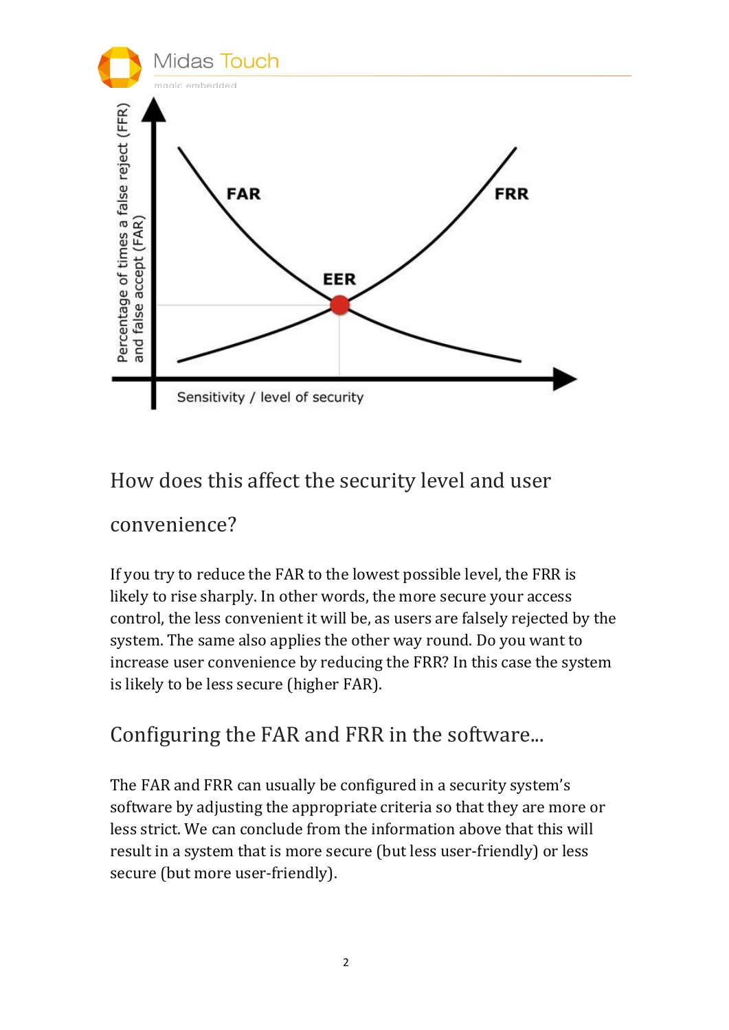## How does this affect the security level and user convenience?

If you try to reduce the FAR to the lowest possible level, the FRR is likely to rise sharply. In other words, the more secure your access control, the less convenient it will be, as users are falsely rejected by the system. The same also applies the other way round. Do you want to increase user convenience by reducing the FRR? In this case the system is likely to be less secure (higher FAR).

## Configuring the FAR and FRR in the software...

The FAR and FRR can usually be configured in a security system's software by adjusting the appropriate criteria so that they are more or less strict. We can conclude from the information above that this will result in a system that is more secure (but less user-friendly) or less secure (but more user-friendly).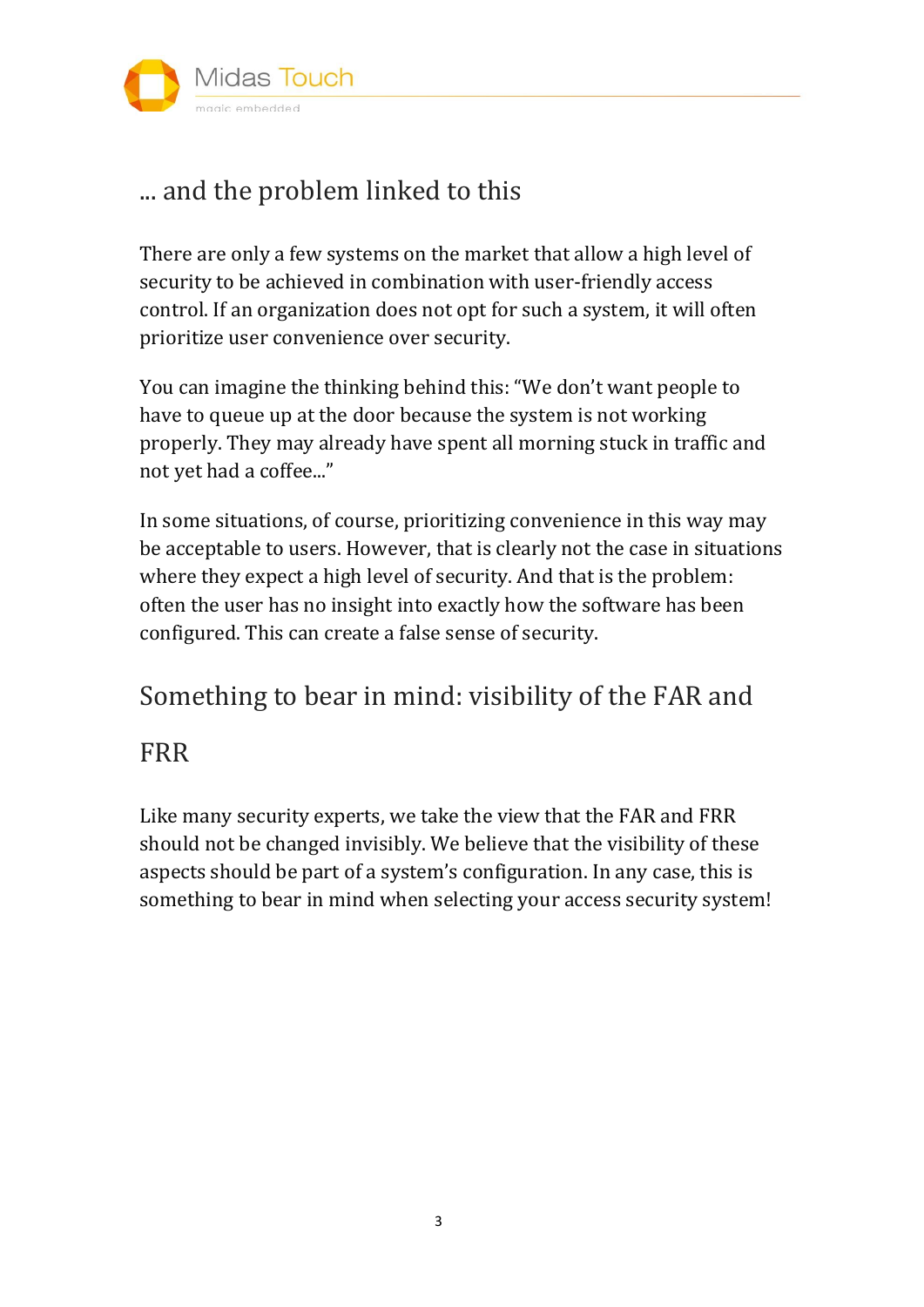## ... and the problem linked to this

There are only a few systems on the market that allow a high level of security to be achieved in combination with user-friendly access control. If an organization does not opt for such a system, it will often prioritize user convenience over security.

You can imagine the thinking behind this: “We don’t want people to have to queue up at the door because the system is not working properly. They may already have spent all morning stuck in traffic and not yet had a coffee...”

In some situations, of course, prioritizing convenience in this way may be acceptable to users. However, that is clearly not the case in situations where they expect a high level of security. And that is the problem: often the user has no insight into exactly how the software has been configured. This can create a false sense of security.

## Something to bear in mind: visibility of the FAR and FRR

Like many security experts, we take the view that the FAR and FRR should not be changed invisibly. We believe that the visibility of these aspects should be part of a system’s configuration. In any case, this is something to bear in mind when selecting your access security system!